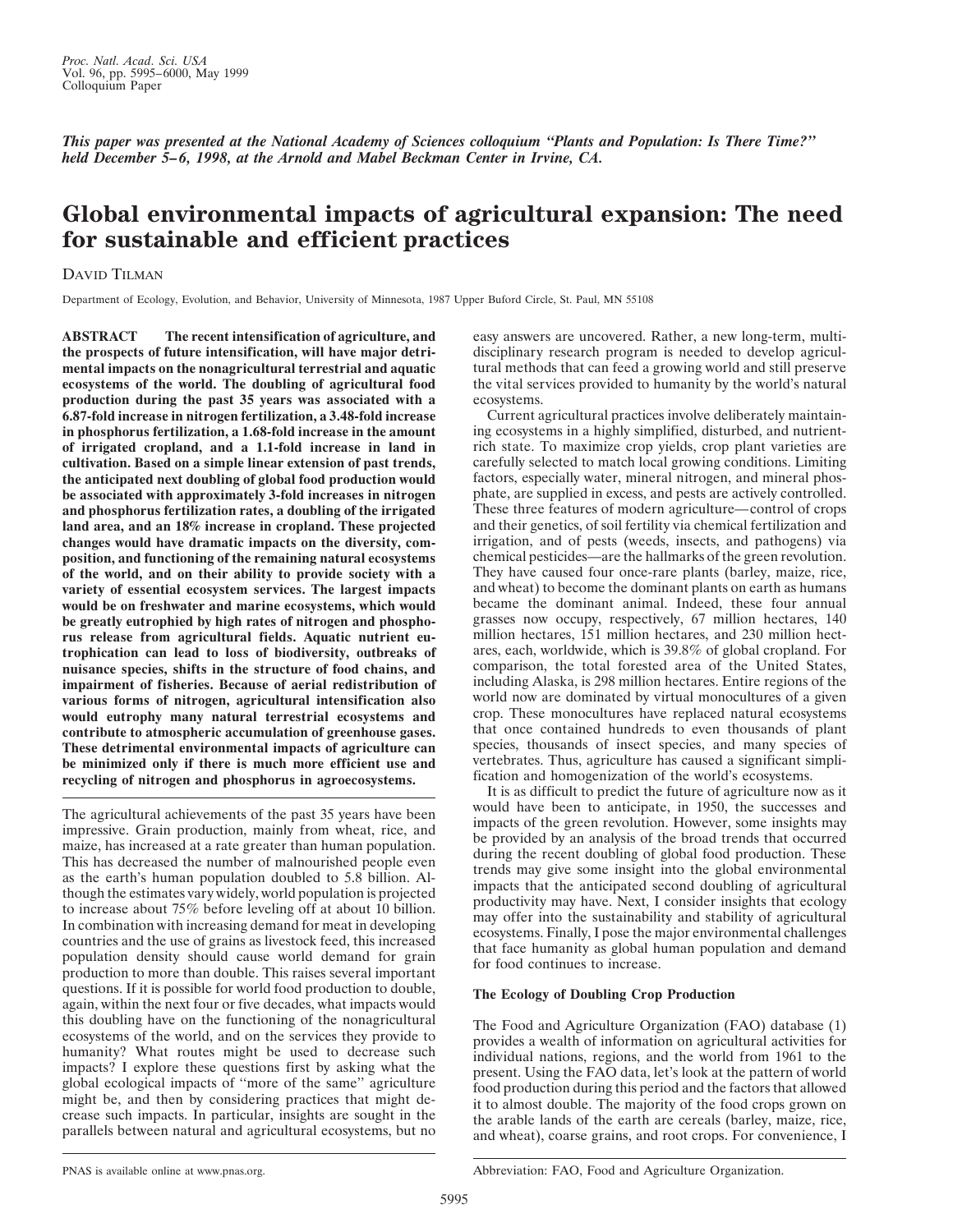*This paper was presented at the National Academy of Sciences colloquium "Plants and Population: Is There Time?" held December 5–6, 1998, at the Arnold and Mabel Beckman Center in Irvine, CA.*

# Global environmental impacts of agricultural expansion: The need for sustainable and efficient practices

DAVID TILMAN

Department of Ecology, Evolution, and Behavior, University of Minnesota, 1987 Upper Buford Circle, St. Paul, MN 55108

**ABSTRACT The recent intensification of agriculture, and the prospects of future intensification, will have major detrimental impacts on the nonagricultural terrestrial and aquatic ecosystems of the world. The doubling of agricultural food production during the past 35 years was associated with a 6.87-fold increase in nitrogen fertilization, a 3.48-fold increase in phosphorus fertilization, a 1.68-fold increase in the amount of irrigated cropland, and a 1.1-fold increase in land in cultivation. Based on a simple linear extension of past trends, the anticipated next doubling of global food production would be associated with approximately 3-fold increases in nitrogen and phosphorus fertilization rates, a doubling of the irrigated land area, and an 18% increase in cropland. These projected changes would have dramatic impacts on the diversity, composition, and functioning of the remaining natural ecosystems of the world, and on their ability to provide society with a variety of essential ecosystem services. The largest impacts would be on freshwater and marine ecosystems, which would be greatly eutrophied by high rates of nitrogen and phosphorus release from agricultural fields. Aquatic nutrient eutrophication can lead to loss of biodiversity, outbreaks of nuisance species, shifts in the structure of food chains, and impairment of fisheries. Because of aerial redistribution of various forms of nitrogen, agricultural intensification also would eutrophy many natural terrestrial ecosystems and contribute to atmospheric accumulation of greenhouse gases. These detrimental environmental impacts of agriculture can be minimized only if there is much more efficient use and recycling of nitrogen and phosphorus in agroecosystems.**

The agricultural achievements of the past 35 years have been impressive. Grain production, mainly from wheat, rice, and maize, has increased at a rate greater than human population. This has decreased the number of malnourished people even as the earth's human population doubled to 5.8 billion. Although the estimates vary widely, world population is projected to increase about 75% before leveling off at about 10 billion. In combination with increasing demand for meat in developing countries and the use of grains as livestock feed, this increased population density should cause world demand for grain production to more than double. This raises several important questions. If it is possible for world food production to double, again, within the next four or five decades, what impacts would this doubling have on the functioning of the nonagricultural ecosystems of the world, and on the services they provide to humanity? What routes might be used to decrease such impacts? I explore these questions first by asking what the global ecological impacts of "more of the same" agriculture might be, and then by considering practices that might decrease such impacts. In particular, insights are sought in the parallels between natural and agricultural ecosystems, but no easy answers are uncovered. Rather, a new long-term, multidisciplinary research program is needed to develop agricultural methods that can feed a growing world and still preserve the vital services provided to humanity by the world's natural ecosystems.

Current agricultural practices involve deliberately maintaining ecosystems in a highly simplified, disturbed, and nutrient-rich state. To maximize crop yields, crop plant varieties are carefully selected to match local growing conditions. Limiting factors, especially water, mineral nitrogen, and mineral phosphate, are supplied in excess, and pests are actively controlled. These three features of modern agriculture—control of crops and their genetics, of soil fertility via chemical fertilization and irrigation, and of pests (weeds, insects, and pathogens) via chemical pesticides—are the hallmarks of the green revolution. They have caused four once-rare plants (barley, maize, rice, and wheat) to become the dominant plants on earth as humans became the dominant animal. Indeed, these four annual grasses now occupy, respectively, 67 million hectares, 140 million hectares, 151 million hectares, and 230 million hectares, each, worldwide, which is 39.8% of global cropland. For comparison, the total forested area of the United States, including Alaska, is 298 million hectares. Entire regions of the world now are dominated by virtual monocultures of a given crop. These monocultures have replaced natural ecosystems that once contained hundreds to even thousands of plant species, thousands of insect species, and many species of vertebrates. Thus, agriculture has caused a significant simplification and homogenization of the world's ecosystems.

It is as difficult to predict the future of agriculture now as it would have been to anticipate, in 1950, the successes and impacts of the green revolution. However, some insights may be provided by an analysis of the broad trends that occurred during the recent doubling of global food production. These trends may give some insight into the global environmental impacts that the anticipated second doubling of agricultural productivity may have. Next, I consider insights that ecology may offer into the sustainability and stability of agricultural ecosystems. Finally, I pose the major environmental challenges that face humanity as global human population and demand for food continues to increase.

### The Ecology of Doubling Crop Production

The Food and Agriculture Organization (FAO) database (1) provides a wealth of information on agricultural activities for individual nations, regions, and the world from 1961 to the present. Using the FAO data, let's look at the pattern of world food production during this period and the factors that allowed it to almost double. The majority of the food crops grown on the arable lands of the earth are cereals (barley, maize, rice, and wheat), coarse grains, and root crops. For convenience, I

PNAS is available online at www.pnas.org.

Abbreviation: FAO, Food and Agriculture Organization.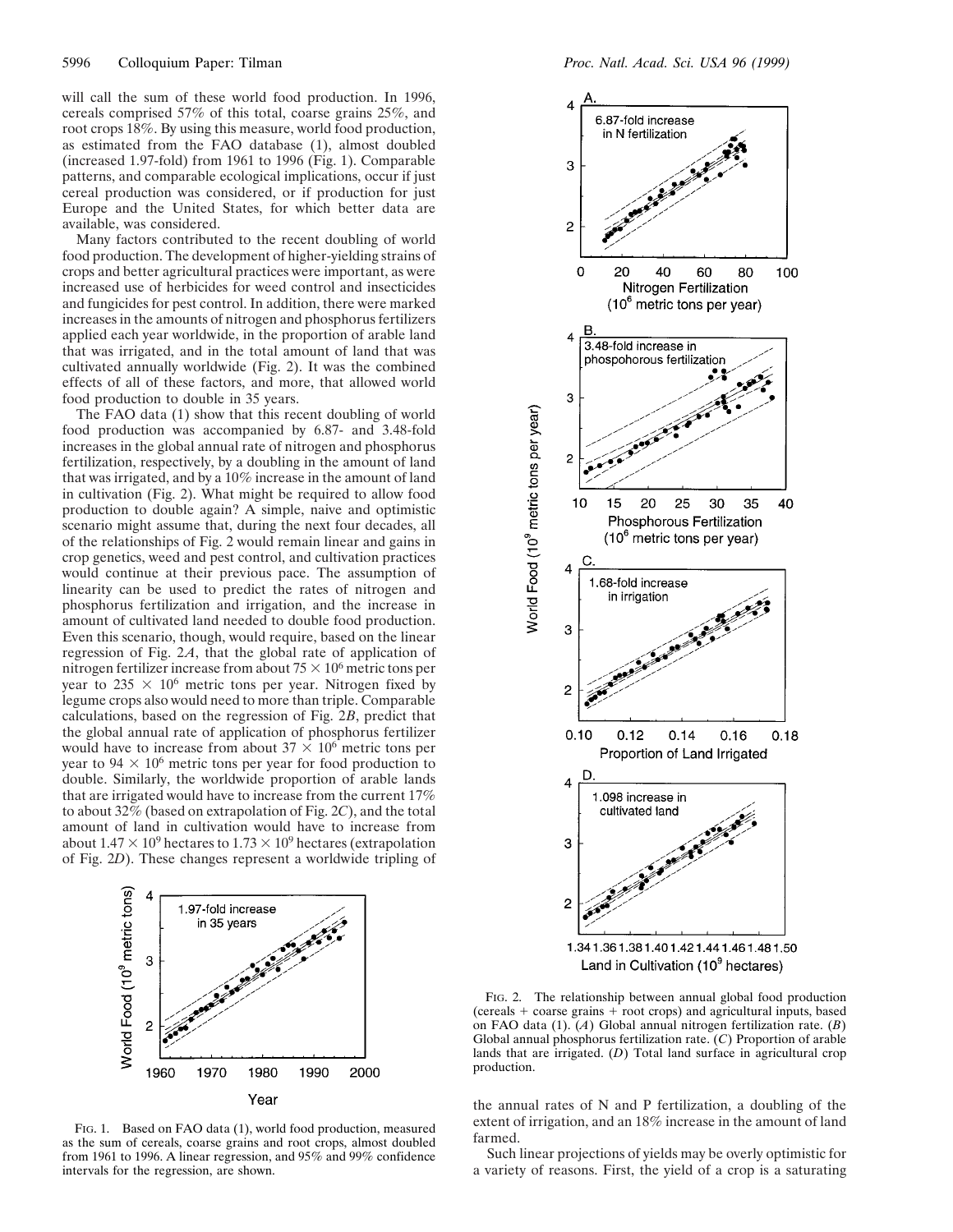will call the sum of these world food production. In 1996, cereals comprised 57% of this total, coarse grains 25%, and root crops 18%. By using this measure, world food production, as estimated from the FAO database (1), almost doubled (increased 1.97-fold) from 1961 to 1996 (Fig. 1). Comparable patterns, and comparable ecological implications, occur if just cereal production was considered, or if production for just Europe and the United States, for which better data are available, was considered.

Many factors contributed to the recent doubling of world food production. The development of higher-yielding strains of crops and better agricultural practices were important, as were increased use of herbicides for weed control and insecticides and fungicides for pest control. In addition, there were marked increases in the amounts of nitrogen and phosphorus fertilizers applied each year worldwide, in the proportion of arable land that was irrigated, and in the total amount of land that was cultivated annually worldwide (Fig. 2). It was the combined effects of all of these factors, and more, that allowed world food production to double in 35 years.

The FAO data (1) show that this recent doubling of world food production was accompanied by 6.87- and 3.48-fold increases in the global annual rate of nitrogen and phosphorus fertilization, respectively, by a doubling in the amount of land that was irrigated, and by a 10% increase in the amount of land in cultivation (Fig. 2). What might be required to allow food production to double again? A simple, naive and optimistic scenario might assume that, during the next four decades, all of the relationships of Fig. 2 would remain linear and gains in crop genetics, weed and pest control, and cultivation practices would continue at their previous pace. The assumption of linearity can be used to predict the rates of nitrogen and phosphorus fertilization and irrigation, and the increase in amount of cultivated land needed to double food production. Even this scenario, though, would require, based on the linear regression of Fig. 2*A*, that the global rate of application of nitrogen fertilizer increase from about $75 \times 10^6$ metric tons per year to $235 \times 10^6$ metric tons per year. Nitrogen fixed by legume crops also would need to more than triple. Comparable calculations, based on the regression of Fig. 2*B*, predict that the global annual rate of application of phosphorus fertilizer would have to increase from about $37 \times 10^6$ metric tons per year to $94 \times 10^6$ metric tons per year for food production to double. Similarly, the worldwide proportion of arable lands that are irrigated would have to increase from the current 17% to about 32% (based on extrapolation of Fig. 2*C*), and the total amount of land in cultivation would have to increase from about $1.47 \times 10^9$ hectares to $1.73 \times 10^9$ hectares (extrapolation of Fig. 2*D*). These changes represent a worldwide tripling of the annual rates of N and P fertilization, a doubling of the extent of irrigation, and an 18% increase in the amount of land farmed.

Fig. 1. Based on FAO data (1), world food production, measured as the sum of cereals, coarse grains and root crops, almost doubled from 1961 to 1996. A linear regression, and 95% and 99% confidence intervals for the regression, are shown.

Fig. 2. The relationship between annual global food production (cereals + coarse grains + root crops) and agricultural inputs, based on FAO data (1). (*A*) Global annual nitrogen fertilization rate. (*B*) Global annual phosphorus fertilization rate. (*C*) Proportion of arable lands that are irrigated. (*D*) Total land surface in agricultural crop production.

Such linear projections of yields may be overly optimistic for a variety of reasons. First, the yield of a crop is a saturating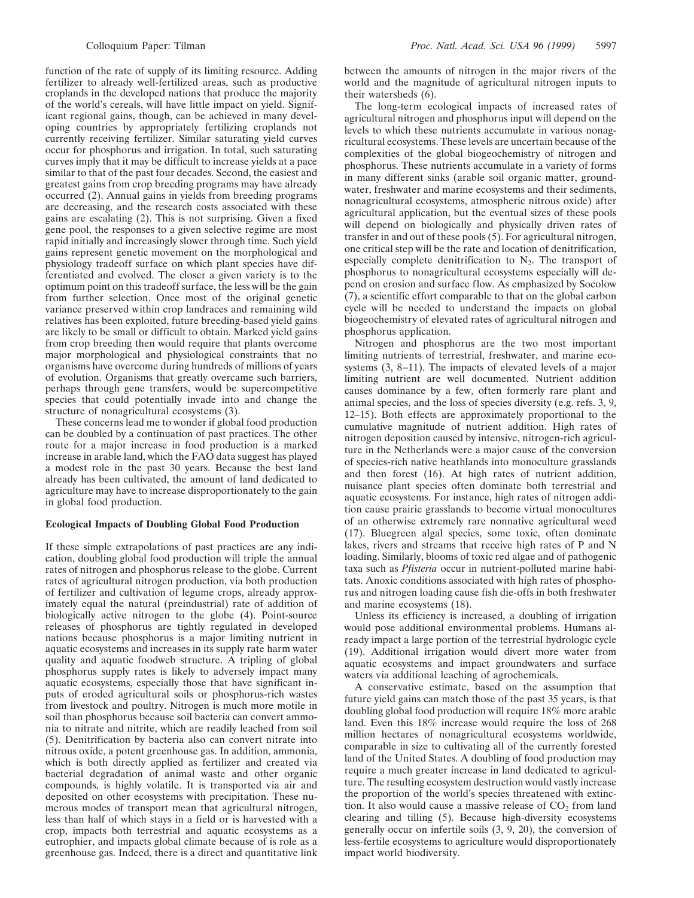function of the rate of supply of its limiting resource. Adding fertilizer to already well-fertilized areas, such as productive croplands in the developed nations that produce the majority of the world's cereals, will have little impact on yield. Significant regional gains, though, can be achieved in many developing countries by appropriately fertilizing croplands not currently receiving fertilizer. Similar saturating yield curves occur for phosphorus and irrigation. In total, such saturating curves imply that it may be difficult to increase yields at a pace similar to that of the past four decades. Second, the easiest and greatest gains from crop breeding programs may have already occurred (2). Annual gains in yields from breeding programs are decreasing, and the research costs associated with these gains are escalating (2). This is not surprising. Given a fixed gene pool, the responses to a given selective regime are most rapid initially and increasingly slower through time. Such yield gains represent genetic movement on the morphological and physiology tradeoff surface on which plant species have differentiated and evolved. The closer a given variety is to the optimum point on this tradeoff surface, the less will be the gain from further selection. Once most of the original genetic variance preserved within crop landraces and remaining wild relatives has been exploited, future breeding-based yield gains are likely to be small or difficult to obtain. Marked yield gains from crop breeding then would require that plants overcome major morphological and physiological constraints that no organisms have overcome during hundreds of millions of years of evolution. Organisms that greatly overcame such barriers, perhaps through gene transfers, would be supercompetitive species that could potentially invade into and change the structure of nonagricultural ecosystems (3).

These concerns lead me to wonder if global food production can be doubled by a continuation of past practices. The other route for a major increase in food production is a marked increase in arable land, which the FAO data suggest has played a modest role in the past 30 years. Because the best land already has been cultivated, the amount of land dedicated to agriculture may have to increase disproportionately to the gain in global food production.

## Ecological Impacts of Doubling Global Food Production

If these simple extrapolations of past practices are any indication, doubling global food production will triple the annual rates of nitrogen and phosphorus release to the globe. Current rates of agricultural nitrogen production, via both production of fertilizer and cultivation of legume crops, already approximately equal the natural (preindustrial) rate of addition of biologically active nitrogen to the globe (4). Point-source releases of phosphorus are tightly regulated in developed nations because phosphorus is a major limiting nutrient in aquatic ecosystems and increases in its supply rate harm water quality and aquatic foodweb structure. A tripling of global phosphorus supply rates is likely to adversely impact many aquatic ecosystems, especially those that have significant inputs of eroded agricultural soils or phosphorus-rich wastes from livestock and poultry. Nitrogen is much more motile in soil than phosphorus because soil bacteria can convert ammonia to nitrate and nitrite, which are readily leached from soil (5). Denitrification by bacteria also can convert nitrate into nitrous oxide, a potent greenhouse gas. In addition, ammonia, which is both directly applied as fertilizer and created via bacterial degradation of animal waste and other organic compounds, is highly volatile. It is transported via air and deposited on other ecosystems with precipitation. These numerous modes of transport mean that agricultural nitrogen, less than half of which stays in a field or is harvested with a crop, impacts both terrestrial and aquatic ecosystems as a eutrophier, and impacts global climate because of is role as a greenhouse gas. Indeed, there is a direct and quantitative link between the amounts of nitrogen in the major rivers of the world and the magnitude of agricultural nitrogen inputs to their watersheds (6).

The long-term ecological impacts of increased rates of agricultural nitrogen and phosphorus input will depend on the levels to which these nutrients accumulate in various nonagricultural ecosystems. These levels are uncertain because of the complexities of the global biogeochemistry of nitrogen and phosphorus. These nutrients accumulate in a variety of forms in many different sinks (arable soil organic matter, groundwater, freshwater and marine ecosystems and their sediments, nonagricultural ecosystems, atmospheric nitrous oxide) after agricultural application, but the eventual sizes of these pools will depend on biologically and physically driven rates of transfer in and out of these pools (5). For agricultural nitrogen, one critical step will be the rate and location of denitrification, especially complete denitrification to $N_2$. The transport of phosphorus to nonagricultural ecosystems especially will depend on erosion and surface flow. As emphasized by Socolow (7), a scientific effort comparable to that on the global carbon cycle will be needed to understand the impacts on global biogeochemistry of elevated rates of agricultural nitrogen and phosphorus application.

Nitrogen and phosphorus are the two most important limiting nutrients of terrestrial, freshwater, and marine ecosystems (3, 8–11). The impacts of elevated levels of a major limiting nutrient are well documented. Nutrient addition causes dominance by a few, often formerly rare plant and animal species, and the loss of species diversity (e.g. refs. 3, 9, 12–15). Both effects are approximately proportional to the cumulative magnitude of nutrient addition. High rates of nitrogen deposition caused by intensive, nitrogen-rich agriculture in the Netherlands were a major cause of the conversion of species-rich native heathlands into monoculture grasslands and then forest (16). At high rates of nutrient addition, nuisance plant species often dominate both terrestrial and aquatic ecosystems. For instance, high rates of nitrogen addition cause prairie grasslands to become virtual monocultures of an otherwise extremely rare nonnative agricultural weed (17). Bluegreen algal species, some toxic, often dominate lakes, rivers and streams that receive high rates of P and N loading. Similarly, blooms of toxic red algae and of pathogenic taxa such as *Pfisteria* occur in nutrient-polluted marine habitats. Anoxic conditions associated with high rates of phosphorus and nitrogen loading cause fish die-offs in both freshwater and marine ecosystems (18).

Unless its efficiency is increased, a doubling of irrigation would pose additional environmental problems. Humans already impact a large portion of the terrestrial hydrologic cycle (19). Additional irrigation would divert more water from aquatic ecosystems and impact groundwaters and surface waters via additional leaching of agrochemicals.

A conservative estimate, based on the assumption that future yield gains can match those of the past 35 years, is that doubling global food production will require 18% more arable land. Even this 18% increase would require the loss of 268 million hectares of nonagricultural ecosystems worldwide, comparable in size to cultivating all of the currently forested land of the United States. A doubling of food production may require a much greater increase in land dedicated to agriculture. The resulting ecosystem destruction would vastly increase the proportion of the world's species threatened with extinction. It also would cause a massive release of $CO_2$ from land clearing and tilling (5). Because high-diversity ecosystems generally occur on infertile soils (3, 9, 20), the conversion of less-fertile ecosystems to agriculture would disproportionately impact world biodiversity.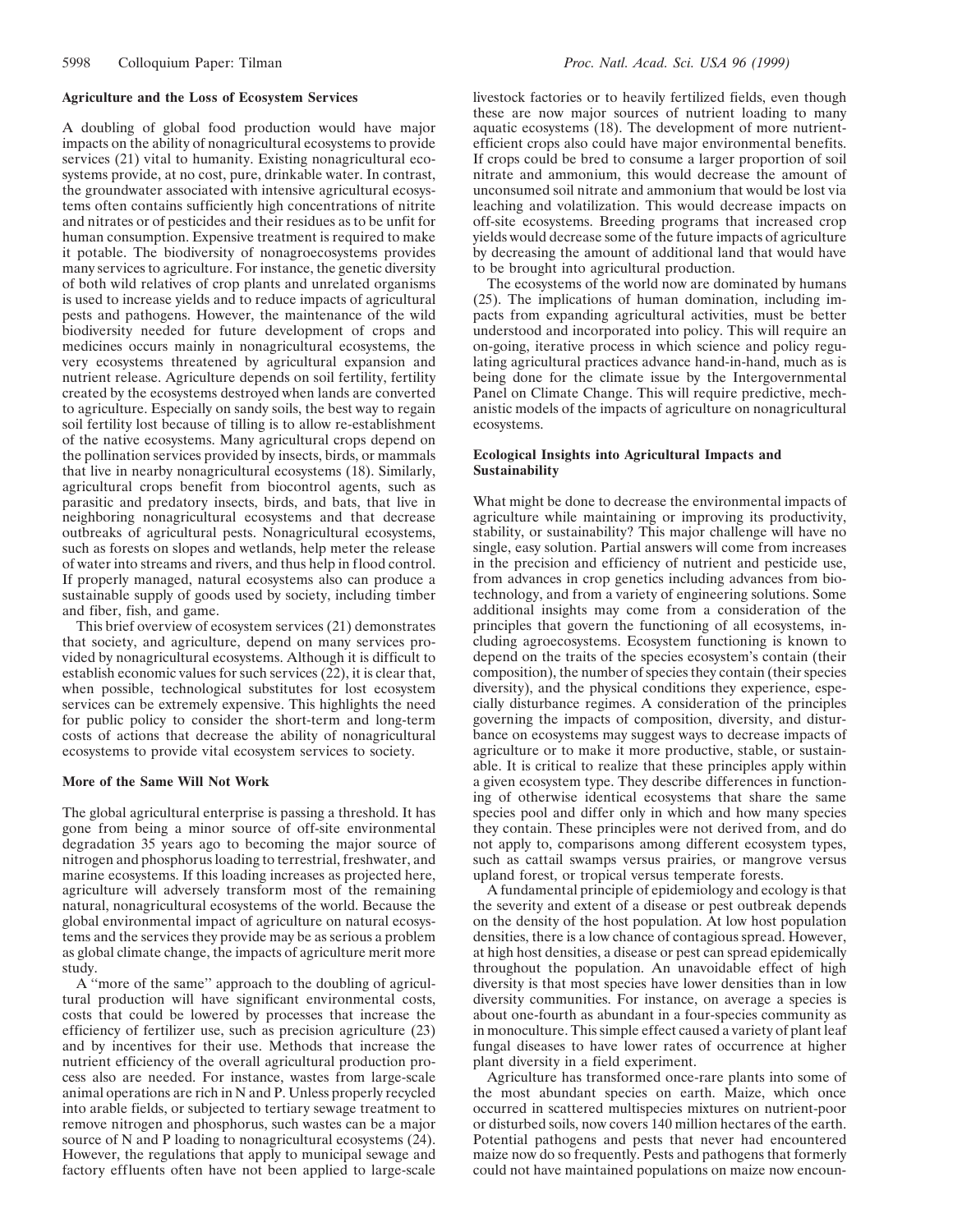### Agriculture and the Loss of Ecosystem Services

A doubling of global food production would have major impacts on the ability of nonagricultural ecosystems to provide services (21) vital to humanity. Existing nonagricultural ecosystems provide, at no cost, pure, drinkable water. In contrast, the groundwater associated with intensive agricultural ecosystems often contains sufficiently high concentrations of nitrite and nitrates or of pesticides and their residues as to be unfit for human consumption. Expensive treatment is required to make it potable. The biodiversity of nonagroecosystems provides many services to agriculture. For instance, the genetic diversity of both wild relatives of crop plants and unrelated organisms is used to increase yields and to reduce impacts of agricultural pests and pathogens. However, the maintenance of the wild biodiversity needed for future development of crops and medicines occurs mainly in nonagricultural ecosystems, the very ecosystems threatened by agricultural expansion and nutrient release. Agriculture depends on soil fertility, fertility created by the ecosystems destroyed when lands are converted to agriculture. Especially on sandy soils, the best way to regain soil fertility lost because of tilling is to allow re-establishment of the native ecosystems. Many agricultural crops depend on the pollination services provided by insects, birds, or mammals that live in nearby nonagricultural ecosystems (18). Similarly, agricultural crops benefit from biocontrol agents, such as parasitic and predatory insects, birds, and bats, that live in neighboring nonagricultural ecosystems and that decrease outbreaks of agricultural pests. Nonagricultural ecosystems, such as forests on slopes and wetlands, help meter the release of water into streams and rivers, and thus help in flood control. If properly managed, natural ecosystems also can produce a sustainable supply of goods used by society, including timber and fiber, fish, and game.

This brief overview of ecosystem services (21) demonstrates that society, and agriculture, depend on many services provided by nonagricultural ecosystems. Although it is difficult to establish economic values for such services (22), it is clear that, when possible, technological substitutes for lost ecosystem services can be extremely expensive. This highlights the need for public policy to consider the short-term and long-term costs of actions that decrease the ability of nonagricultural ecosystems to provide vital ecosystem services to society.

### More of the Same Will Not Work

The global agricultural enterprise is passing a threshold. It has gone from being a minor source of off-site environmental degradation 35 years ago to becoming the major source of nitrogen and phosphorus loading to terrestrial, freshwater, and marine ecosystems. If this loading increases as projected here, agriculture will adversely transform most of the remaining natural, nonagricultural ecosystems of the world. Because the global environmental impact of agriculture on natural ecosystems and the services they provide may be as serious a problem as global climate change, the impacts of agriculture merit more study.

A "more of the same" approach to the doubling of agricultural production will have significant environmental costs, costs that could be lowered by processes that increase the efficiency of fertilizer use, such as precision agriculture (23) and by incentives for their use. Methods that increase the nutrient efficiency of the overall agricultural production process also are needed. For instance, wastes from large-scale animal operations are rich in N and P. Unless properly recycled into arable fields, or subjected to tertiary sewage treatment to remove nitrogen and phosphorus, such wastes can be a major source of N and P loading to nonagricultural ecosystems (24). However, the regulations that apply to municipal sewage and factory effluents often have not been applied to large-scale livestock factories or to heavily fertilized fields, even though these are now major sources of nutrient loading to many aquatic ecosystems (18). The development of more nutrient-efficient crops also could have major environmental benefits. If crops could be bred to consume a larger proportion of soil nitrate and ammonium, this would decrease the amount of unconsumed soil nitrate and ammonium that would be lost via leaching and volatilization. This would decrease impacts on off-site ecosystems. Breeding programs that increased crop yields would decrease some of the future impacts of agriculture by decreasing the amount of additional land that would have to be brought into agricultural production.

The ecosystems of the world now are dominated by humans (25). The implications of human domination, including impacts from expanding agricultural activities, must be better understood and incorporated into policy. This will require an on-going, iterative process in which science and policy regulating agricultural practices advance hand-in-hand, much as is being done for the climate issue by the Intergovernmental Panel on Climate Change. This will require predictive, mechanistic models of the impacts of agriculture on nonagricultural ecosystems.

### Ecological Insights into Agricultural Impacts and Sustainability

What might be done to decrease the environmental impacts of agriculture while maintaining or improving its productivity, stability, or sustainability? This major challenge will have no single, easy solution. Partial answers will come from increases in the precision and efficiency of nutrient and pesticide use, from advances in crop genetics including advances from biotechnology, and from a variety of engineering solutions. Some additional insights may come from a consideration of the principles that govern the functioning of all ecosystems, including agroecosystems. Ecosystem functioning is known to depend on the traits of the species ecosystem's contain (their composition), the number of species they contain (their species diversity), and the physical conditions they experience, especially disturbance regimes. A consideration of the principles governing the impacts of composition, diversity, and disturbance on ecosystems may suggest ways to decrease impacts of agriculture or to make it more productive, stable, or sustainable. It is critical to realize that these principles apply within a given ecosystem type. They describe differences in functioning of otherwise identical ecosystems that share the same species pool and differ only in which and how many species they contain. These principles were not derived from, and do not apply to, comparisons among different ecosystem types, such as cattail swamps versus prairies, or mangrove versus upland forest, or tropical versus temperate forests.

A fundamental principle of epidemiology and ecology is that the severity and extent of a disease or pest outbreak depends on the density of the host population. At low host population densities, there is a low chance of contagious spread. However, at high host densities, a disease or pest can spread epidemically throughout the population. An unavoidable effect of high diversity is that most species have lower densities than in low diversity communities. For instance, on average a species is about one-fourth as abundant in a four-species community as in monoculture. This simple effect caused a variety of plant leaf fungal diseases to have lower rates of occurrence at higher plant diversity in a field experiment.

Agriculture has transformed once-rare plants into some of the most abundant species on earth. Maize, which once occurred in scattered multispecies mixtures on nutrient-poor or disturbed soils, now covers 140 million hectares of the earth. Potential pathogens and pests that never had encountered maize now do so frequently. Pests and pathogens that formerly could not have maintained populations on maize now encoun-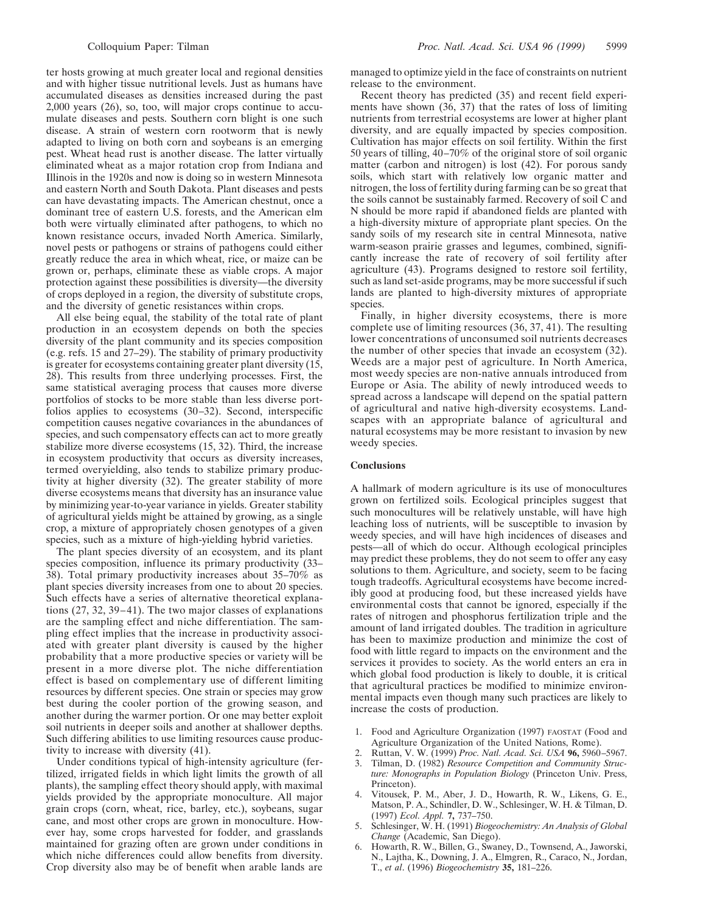ter hosts growing at much greater local and regional densities and with higher tissue nutritional levels. Just as humans have accumulated diseases as densities increased during the past 2,000 years (26), so, too, will major crops continue to accumulate diseases and pests. Southern corn blight is one such disease. A strain of western corn rootworm that is newly adapted to living on both corn and soybeans is an emerging pest. Wheat head rust is another disease. The latter virtually eliminated wheat as a major rotation crop from Indiana and Illinois in the 1920s and now is doing so in western Minnesota and eastern North and South Dakota. Plant diseases and pests can have devastating impacts. The American chestnut, once a dominant tree of eastern U.S. forests, and the American elm both were virtually eliminated after pathogens, to which no known resistance occurs, invaded North America. Similarly, novel pests or pathogens or strains of pathogens could either greatly reduce the area in which wheat, rice, or maize can be grown or, perhaps, eliminate these as viable crops. A major protection against these possibilities is diversity—the diversity of crops deployed in a region, the diversity of substitute crops, and the diversity of genetic resistances within crops.

All else being equal, the stability of the total rate of plant production in an ecosystem depends on both the species diversity of the plant community and its species composition (e.g. refs. 15 and 27–29). The stability of primary productivity is greater for ecosystems containing greater plant diversity (15, 28). This results from three underlying processes. First, the same statistical averaging process that causes more diverse portfolios of stocks to be more stable than less diverse portfolios applies to ecosystems (30–32). Second, interspecific competition causes negative covariances in the abundances of species, and such compensatory effects can act to more greatly stabilize more diverse ecosystems (15, 32). Third, the increase in ecosystem productivity that occurs as diversity increases, termed overyielding, also tends to stabilize primary productivity at higher diversity (32). The greater stability of more diverse ecosystems means that diversity has an insurance value by minimizing year-to-year variance in yields. Greater stability of agricultural yields might be attained by growing, as a single crop, a mixture of appropriately chosen genotypes of a given species, such as a mixture of high-yielding hybrid varieties.

The plant species diversity of an ecosystem, and its plant species composition, influence its primary productivity (33–38). Total primary productivity increases about 35–70% as plant species diversity increases from one to about 20 species. Such effects have a series of alternative theoretical explanations (27, 32, 39–41). The two major classes of explanations are the sampling effect and niche differentiation. The sampling effect implies that the increase in productivity associated with greater plant diversity is caused by the higher probability that a more productive species or variety will be present in a more diverse plot. The niche differentiation effect is based on complementary use of different limiting resources by different species. One strain or species may grow best during the cooler portion of the growing season, and another during the warmer portion. Or one may better exploit soil nutrients in deeper soils and another at shallower depths. Such differing abilities to use limiting resources cause productivity to increase with diversity (41).

Under conditions typical of high-intensity agriculture (fertilized, irrigated fields in which light limits the growth of all plants), the sampling effect theory should apply, with maximal yields provided by the appropriate monoculture. All major grain crops (corn, wheat, rice, barley, etc.), soybeans, sugar cane, and most other crops are grown in monoculture. However hay, some crops harvested for fodder, and grasslands maintained for grazing often are grown under conditions in which niche differences could allow benefits from diversity. Crop diversity also may be of benefit when arable lands are managed to optimize yield in the face of constraints on nutrient release to the environment.

Recent theory has predicted (35) and recent field experiments have shown (36, 37) that the rates of loss of limiting nutrients from terrestrial ecosystems are lower at higher plant diversity, and are equally impacted by species composition. Cultivation has major effects on soil fertility. Within the first 50 years of tilling, 40–70% of the original store of soil organic matter (carbon and nitrogen) is lost (42). For porous sandy soils, which start with relatively low organic matter and nitrogen, the loss of fertility during farming can be so great that the soils cannot be sustainably farmed. Recovery of soil C and N should be more rapid if abandoned fields are planted with a high-diversity mixture of appropriate plant species. On the sandy soils of my research site in central Minnesota, native warm-season prairie grasses and legumes, combined, significantly increase the rate of recovery of soil fertility after agriculture (43). Programs designed to restore soil fertility, such as land set-aside programs, may be more successful if such lands are planted to high-diversity mixtures of appropriate species.

Finally, in higher diversity ecosystems, there is more complete use of limiting resources (36, 37, 41). The resulting lower concentrations of unconsumed soil nutrients decreases the number of other species that invade an ecosystem (32). Weeds are a major pest of agriculture. In North America, most weedy species are non-native annuals introduced from Europe or Asia. The ability of newly introduced weeds to spread across a landscape will depend on the spatial pattern of agricultural and native high-diversity ecosystems. Landscapes with an appropriate balance of agricultural and natural ecosystems may be more resistant to invasion by new weedy species.

## Conclusions

A hallmark of modern agriculture is its use of monocultures grown on fertilized soils. Ecological principles suggest that such monocultures will be relatively unstable, will have high leaching loss of nutrients, will be susceptible to invasion by weedy species, and will have high incidences of diseases and pests—all of which do occur. Although ecological principles may predict these problems, they do not seem to offer any easy solutions to them. Agriculture, and society, seem to be facing tough tradeoffs. Agricultural ecosystems have become incredibly good at producing food, but these increased yields have environmental costs that cannot be ignored, especially if the rates of nitrogen and phosphorus fertilization triple and the amount of land irrigated doubles. The tradition in agriculture has been to maximize production and minimize the cost of food with little regard to impacts on the environment and the services it provides to society. As the world enters an era in which global food production is likely to double, it is critical that agricultural practices be modified to minimize environmental impacts even though many such practices are likely to increase the costs of production.

1. Food and Agriculture Organization (1997) FAOSTAT (Food and Agriculture Organization of the United Nations, Rome).
2. Ruttan, V. W. (1999) *Proc. Natl. Acad. Sci. USA* **96,** 5960–5967.
3. Tilman, D. (1982) *Resource Competition and Community Structure: Monographs in Population Biology* (Princeton Univ. Press, Princeton).
4. Vitousek, P. M., Aber, J. D., Howarth, R. W., Likens, G. E., Matson, P. A., Schindler, D. W., Schlesinger, W. H. & Tilman, D. (1997) *Ecol. Appl.* **7,** 737–750.
5. Schlesinger, W. H. (1991) *Biogeochemistry: An Analysis of Global Change* (Academic, San Diego).
6. Howarth, R. W., Billen, G., Swaney, D., Townsend, A., Jaworski, N., Lajtha, K., Downing, J. A., Elmgren, R., Caraco, N., Jordan, T., *et al*. (1996) *Biogeochemistry* **35,** 181–226.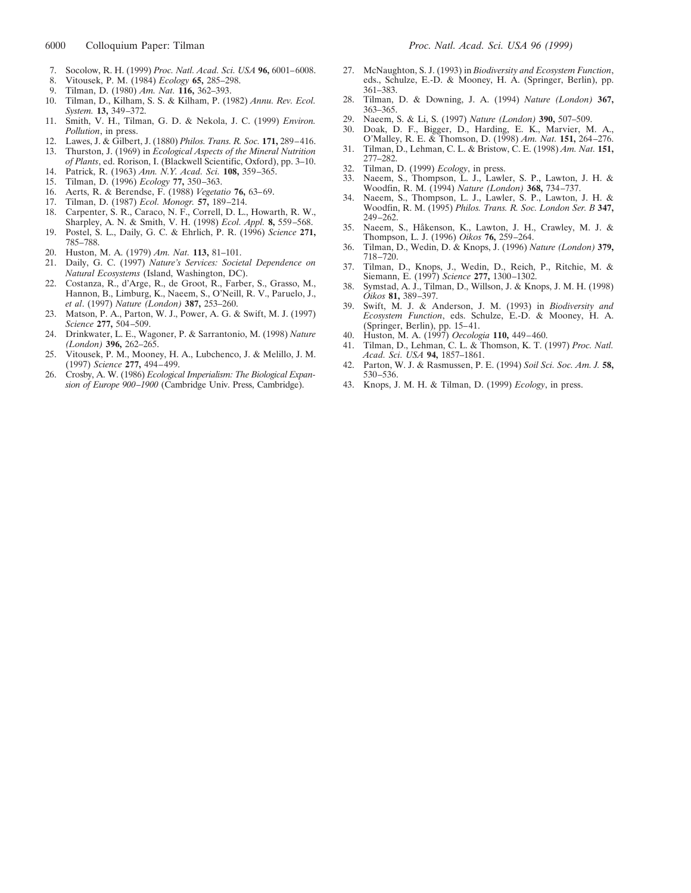7. Socolow, R. H. (1999) *Proc. Natl. Acad. Sci. USA* **96,** 6001–6008.
8. Vitousek, P. M. (1984) *Ecology* **65,** 285–298.
9. Tilman, D. (1980) *Am. Nat.* **116,** 362–393.
10. Tilman, D., Kilham, S. S. & Kilham, P. (1982) *Annu. Rev. Ecol. System.* **13,** 349–372.
11. Smith, V. H., Tilman, G. D. & Nekola, J. C. (1999) *Environ. Pollution*, in press.
12. Lawes, J. & Gilbert, J. (1880) *Philos. Trans. R. Soc.* **171,** 289–416.
13. Thurston, J. (1969) in *Ecological Aspects of the Mineral Nutrition of Plants*, ed. Rorison, I. (Blackwell Scientific, Oxford), pp. 3–10.
14. Patrick, R. (1963) *Ann. N.Y. Acad. Sci.* **108,** 359–365.
15. Tilman, D. (1996) *Ecology* **77,** 350–363.
16. Aerts, R. & Berendse, F. (1988) *Vegetatio* **76,** 63–69.
17. Tilman, D. (1987) *Ecol. Monogr.* **57,** 189–214.
18. Carpenter, S. R., Caraco, N. F., Correll, D. L., Howarth, R. W., Sharpley, A. N. & Smith, V. H. (1998) *Ecol. Appl.* **8,** 559–568.
19. Postel, S. L., Daily, G. C. & Ehrlich, P. R. (1996) *Science* **271,** 785–788.
20. Huston, M. A. (1979) *Am. Nat.* **113,** 81–101.
21. Daily, G. C. (1997) *Nature's Services: Societal Dependence on Natural Ecosystems* (Island, Washington, DC).
22. Costanza, R., d'Arge, R., de Groot, R., Farber, S., Grasso, M., Hannon, B., Limburg, K., Naeem, S., O'Neill, R. V., Paruelo, J., *et al*. (1997) *Nature (London)* **387,** 253–260.
23. Matson, P. A., Parton, W. J., Power, A. G. & Swift, M. J. (1997) *Science* **277,** 504–509.
24. Drinkwater, L. E., Wagoner, P. & Sarrantonio, M. (1998) *Nature (London)* **396,** 262–265.
25. Vitousek, P. M., Mooney, H. A., Lubchenco, J. & Melillo, J. M. (1997) *Science* **277,** 494–499.
26. Crosby, A. W. (1986) *Ecological Imperialism: The Biological Expansion of Europe 900–1900* (Cambridge Univ. Press, Cambridge).
27. McNaughton, S. J. (1993) in *Biodiversity and Ecosystem Function*, eds., Schulze, E.-D. & Mooney, H. A. (Springer, Berlin), pp. 361–383.
28. Tilman, D. & Downing, J. A. (1994) *Nature (London)* **367,** 363–365.
29. Naeem, S. & Li, S. (1997) *Nature (London)* **390,** 507–509.
30. Doak, D. F., Bigger, D., Harding, E. K., Marvier, M. A., O'Malley, R. E. & Thomson, D. (1998) *Am. Nat.* **151,** 264–276.
31. Tilman, D., Lehman, C. L. & Bristow, C. E. (1998) *Am. Nat.* **151,** 277–282.
32. Tilman, D. (1999) *Ecology*, in press.
33. Naeem, S., Thompson, L. J., Lawler, S. P., Lawton, J. H. & Woodfin, R. M. (1994) *Nature (London)* **368,** 734–737.
34. Naeem, S., Thompson, L. J., Lawler, S. P., Lawton, J. H. & Woodfin, R. M. (1995) *Philos. Trans. R. Soc. London Ser. B* **347,** 249–262.
35. Naeem, S., Håkenson, K., Lawton, J. H., Crawley, M. J. & Thompson, L. J. (1996) *Oikos* **76,** 259–264.
36. Tilman, D., Wedin, D. & Knops, J. (1996) *Nature (London)* **379,** 718–720.
37. Tilman, D., Knops, J., Wedin, D., Reich, P., Ritchie, M. & Siemann, E. (1997) *Science* **277,** 1300–1302.
38. Symstad, A. J., Tilman, D., Willson, J. & Knops, J. M. H. (1998) *Oikos* **81,** 389–397.
39. Swift, M. J. & Anderson, J. M. (1993) in *Biodiversity and Ecosystem Function*, eds. Schulze, E.-D. & Mooney, H. A. (Springer, Berlin), pp. 15–41.
40. Huston, M. A. (1997) *Oecologia* **110,** 449–460.
41. Tilman, D., Lehman, C. L. & Thomson, K. T. (1997) *Proc. Natl. Acad. Sci. USA* **94,** 1857–1861.
42. Parton, W. J. & Rasmussen, P. E. (1994) *Soil Sci. Soc. Am. J.* **58,** 530–536.
43. Knops, J. M. H. & Tilman, D. (1999) *Ecology*, in press.